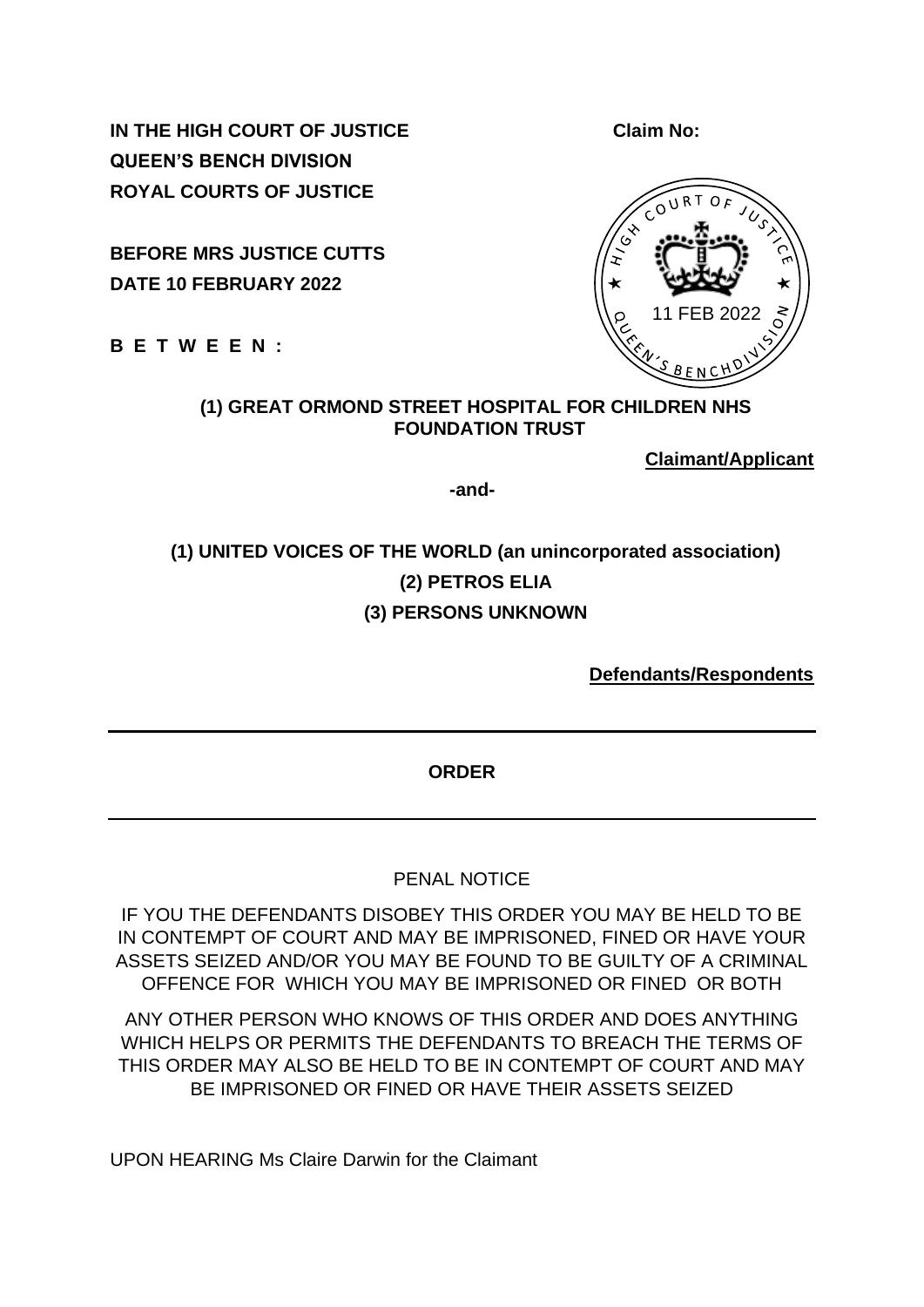**IN THE HIGH COURT OF JUSTICE** **Claim No:**
**QUEEN'S BENCH DIVISION**
**ROYAL COURTS OF JUSTICE**

HIGH COURT OF JUSTICE
11 FEB 2022
QUEEN'S BENCH DIVISION

**BEFORE MRS JUSTICE CUTTS**
**DATE 10 FEBRUARY 2022**

**B E T W E E N :**

**(1) GREAT ORMOND STREET HOSPITAL FOR CHILDREN NHS FOUNDATION TRUST**

**Claimant/Applicant**

**-and-**

**(1) UNITED VOICES OF THE WORLD (an unincorporated association)**
**(2) PETROS ELIA**
**(3) PERSONS UNKNOWN**

**Defendants/Respondents**

---

**ORDER**

---

PENAL NOTICE

IF YOU THE DEFENDANTS DISOBEY THIS ORDER YOU MAY BE HELD TO BE IN CONTEMPT OF COURT AND MAY BE IMPRISONED, FINED OR HAVE YOUR ASSETS SEIZED AND/OR YOU MAY BE FOUND TO BE GUILTY OF A CRIMINAL OFFENCE FOR WHICH YOU MAY BE IMPRISONED OR FINED OR BOTH

ANY OTHER PERSON WHO KNOWS OF THIS ORDER AND DOES ANYTHING WHICH HELPS OR PERMITS THE DEFENDANTS TO BREACH THE TERMS OF THIS ORDER MAY ALSO BE HELD TO BE IN CONTEMPT OF COURT AND MAY BE IMPRISONED OR FINED OR HAVE THEIR ASSETS SEIZED

UPON HEARING Ms Claire Darwin for the Claimant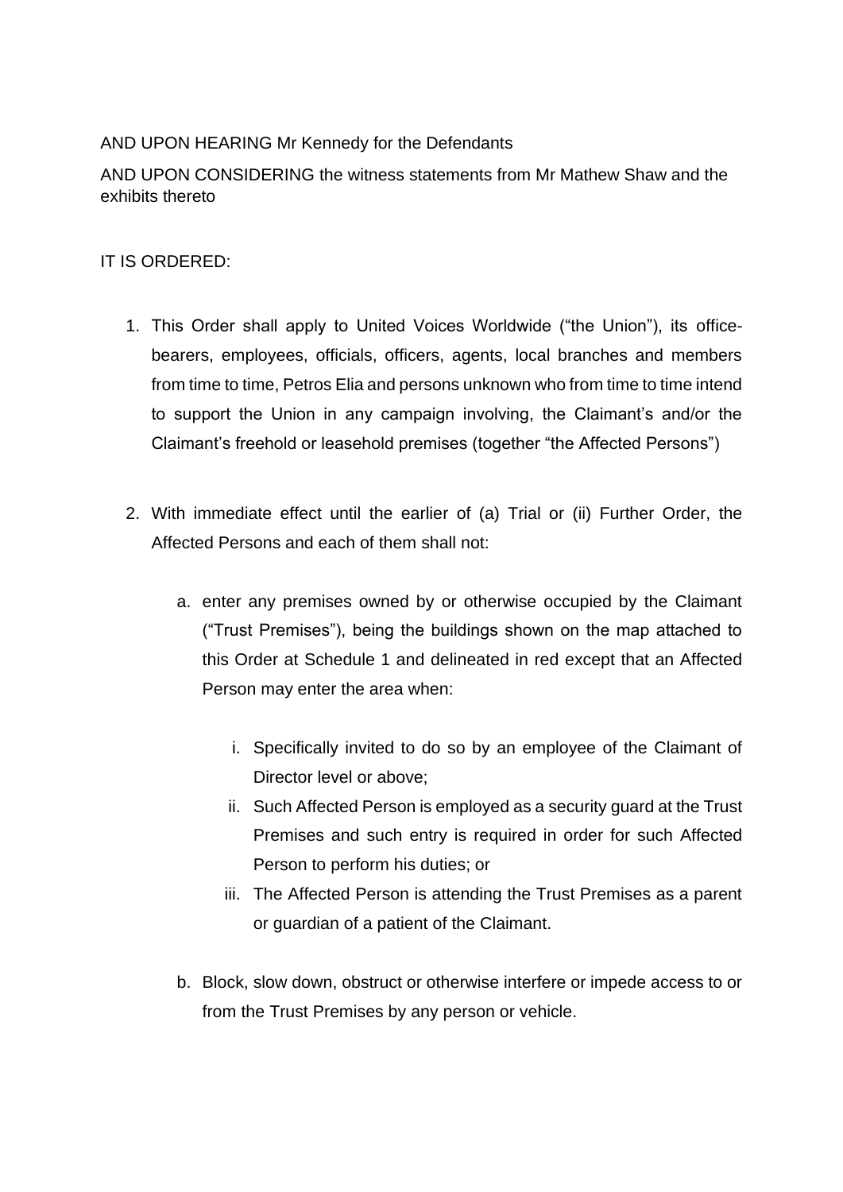AND UPON HEARING Mr Kennedy for the Defendants

AND UPON CONSIDERING the witness statements from Mr Mathew Shaw and the exhibits thereto

IT IS ORDERED:

1. This Order shall apply to United Voices Worldwide ("the Union"), its office-bearers, employees, officials, officers, agents, local branches and members from time to time, Petros Elia and persons unknown who from time to time intend to support the Union in any campaign involving, the Claimant's and/or the Claimant's freehold or leasehold premises (together "the Affected Persons")

2. With immediate effect until the earlier of (a) Trial or (ii) Further Order, the Affected Persons and each of them shall not:

   a. enter any premises owned by or otherwise occupied by the Claimant ("Trust Premises"), being the buildings shown on the map attached to this Order at Schedule 1 and delineated in red except that an Affected Person may enter the area when:

      i. Specifically invited to do so by an employee of the Claimant of Director level or above;
      ii. Such Affected Person is employed as a security guard at the Trust Premises and such entry is required in order for such Affected Person to perform his duties; or
      iii. The Affected Person is attending the Trust Premises as a parent or guardian of a patient of the Claimant.

   b. Block, slow down, obstruct or otherwise interfere or impede access to or from the Trust Premises by any person or vehicle.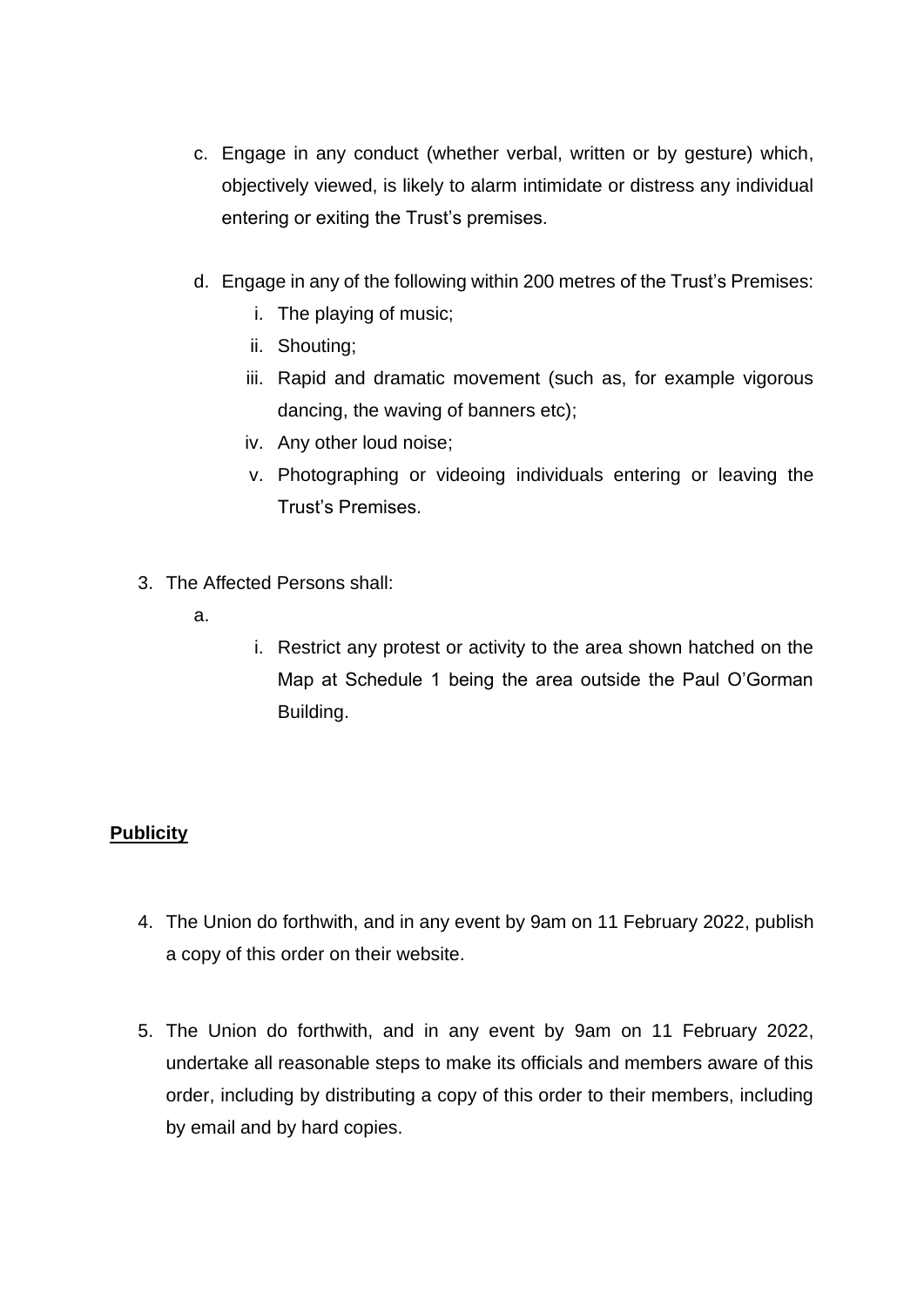c. Engage in any conduct (whether verbal, written or by gesture) which, objectively viewed, is likely to alarm intimidate or distress any individual entering or exiting the Trust's premises.

d. Engage in any of the following within 200 metres of the Trust's Premises:
   i. The playing of music;
   ii. Shouting;
   iii. Rapid and dramatic movement (such as, for example vigorous dancing, the waving of banners etc);
   iv. Any other loud noise;
   v. Photographing or videoing individuals entering or leaving the Trust's Premises.

3. The Affected Persons shall:

   a.
      i. Restrict any protest or activity to the area shown hatched on the Map at Schedule 1 being the area outside the Paul O'Gorman Building.

**Publicity**

4. The Union do forthwith, and in any event by 9am on 11 February 2022, publish a copy of this order on their website.

5. The Union do forthwith, and in any event by 9am on 11 February 2022, undertake all reasonable steps to make its officials and members aware of this order, including by distributing a copy of this order to their members, including by email and by hard copies.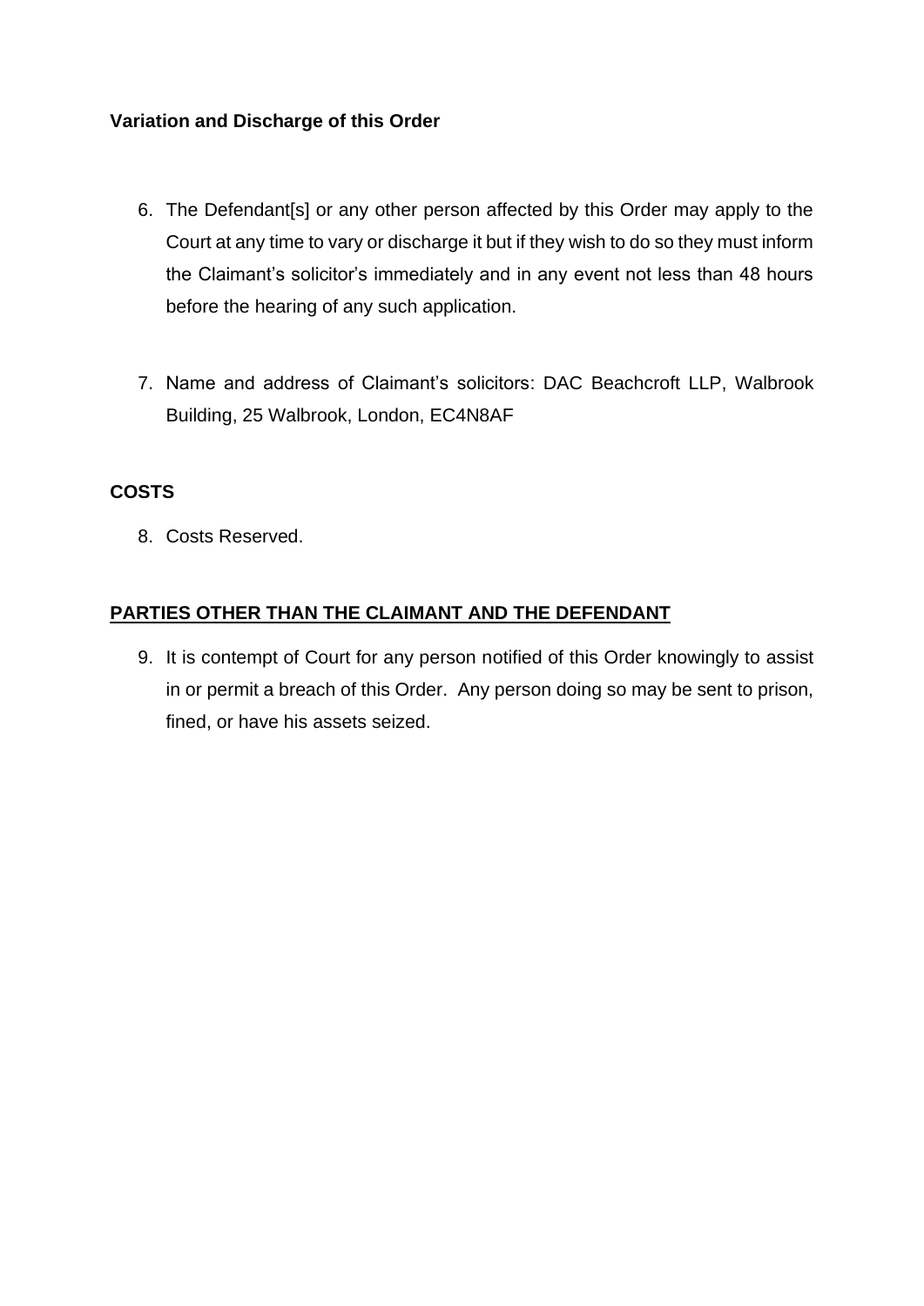**Variation and Discharge of this Order**

6. The Defendant[s] or any other person affected by this Order may apply to the Court at any time to vary or discharge it but if they wish to do so they must inform the Claimant's solicitor's immediately and in any event not less than 48 hours before the hearing of any such application.

7. Name and address of Claimant's solicitors: DAC Beachcroft LLP, Walbrook Building, 25 Walbrook, London, EC4N8AF

**COSTS**

8. Costs Reserved.

**PARTIES OTHER THAN THE CLAIMANT AND THE DEFENDANT**

9. It is contempt of Court for any person notified of this Order knowingly to assist in or permit a breach of this Order. Any person doing so may be sent to prison, fined, or have his assets seized.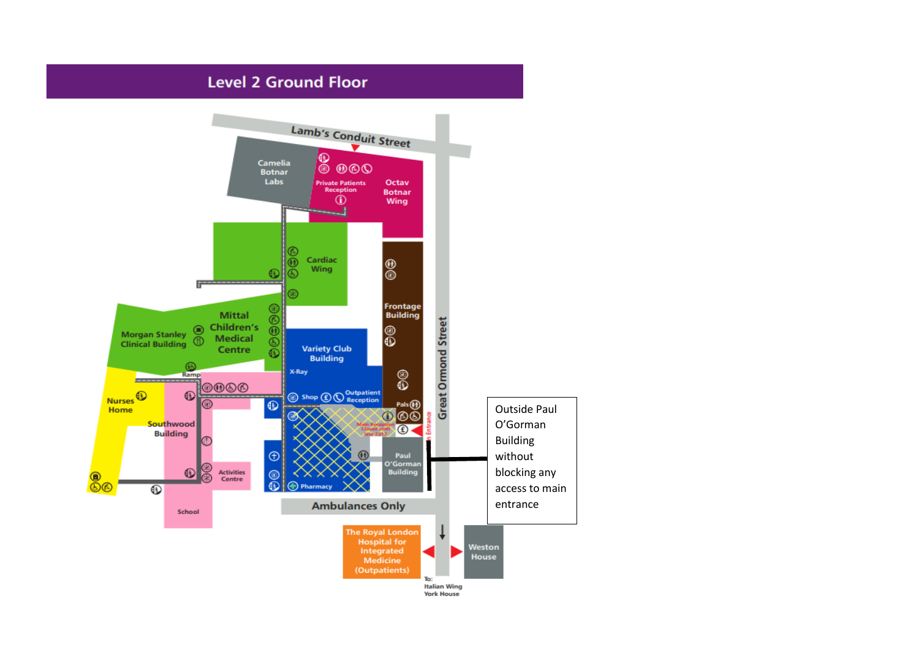# Level 2 Ground Floor

Lamb's Conduit Street

Camelia Botnar Labs

Private Patients Reception

Octav Botnar Wing

Cardiac Wing

Frontage Building

Mittal Children's Medical Centre

Morgan Stanley Clinical Building

Variety Club Building

X-Ray

Ramp

Nurses Home

Southwood Building

Shop

Outpatient Reception

Pals

Main Reception Closed until late 2013

Main Entrance

Great Ormond Street

Activities Centre

Paul O'Gorman Building

Pharmacy

School

Ambulances Only

The Royal London Hospital for Integrated Medicine (Outpatients)

Weston House

To: Italian Wing York House

Outside Paul O'Gorman Building without blocking any access to main entrance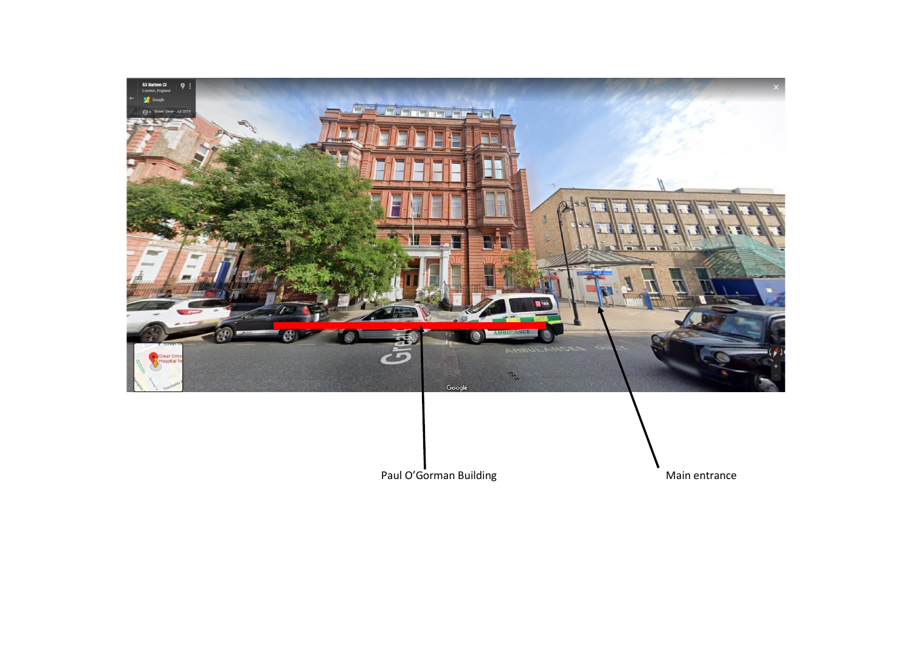Paul O'Gorman Building

Main entrance